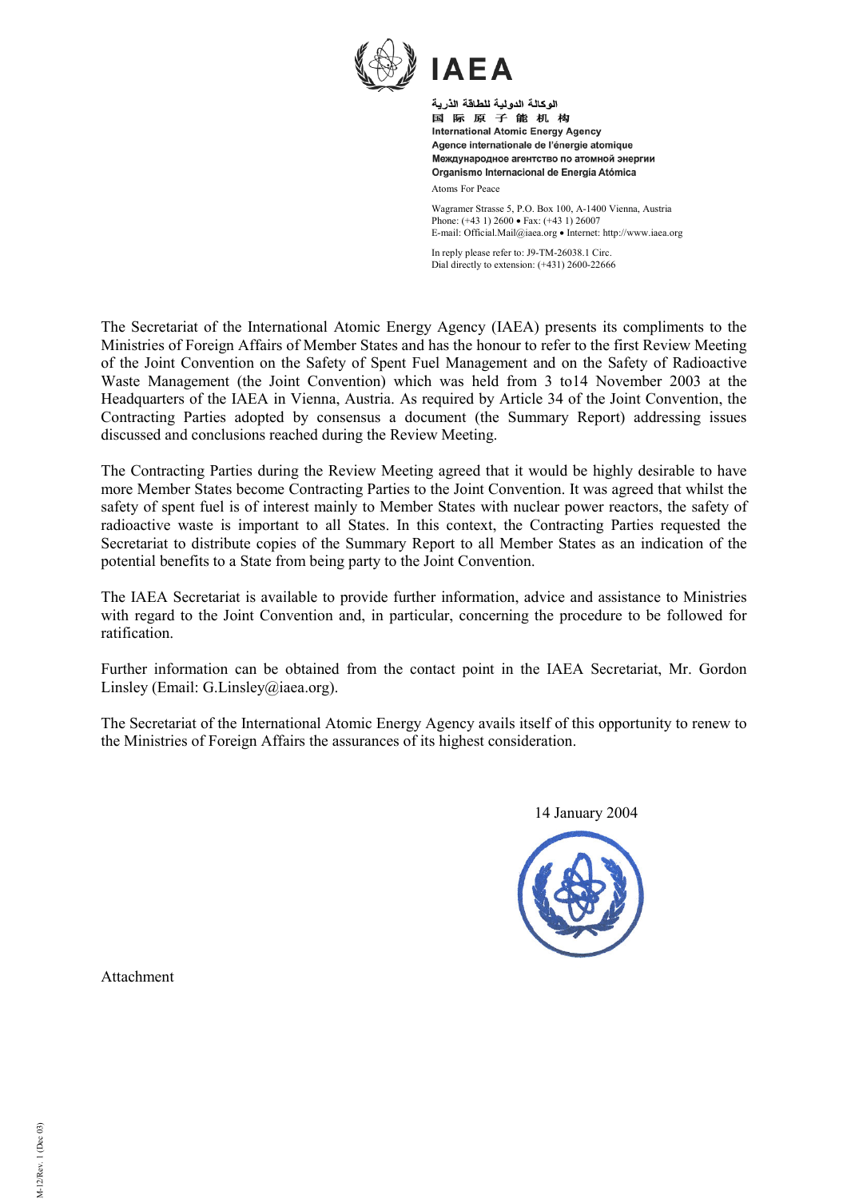# IAEA

الوكالة الدولية للطاقة الذرية
国 际 原 子 能 机 构
International Atomic Energy Agency
Agence internationale de l'énergie atomique
Международное агентство по атомной энергии
Organismo Internacional de Energía Atómica

Atoms For Peace

Wagramer Strasse 5, P.O. Box 100, A-1400 Vienna, Austria
Phone: (+43 1) 2600 • Fax: (+43 1) 26007
E-mail: Official.Mail@iaea.org • Internet: http://www.iaea.org

In reply please refer to: J9-TM-26038.1 Circ.
Dial directly to extension: (+431) 2600-22666

The Secretariat of the International Atomic Energy Agency (IAEA) presents its compliments to the Ministries of Foreign Affairs of Member States and has the honour to refer to the first Review Meeting of the Joint Convention on the Safety of Spent Fuel Management and on the Safety of Radioactive Waste Management (the Joint Convention) which was held from 3 to14 November 2003 at the Headquarters of the IAEA in Vienna, Austria. As required by Article 34 of the Joint Convention, the Contracting Parties adopted by consensus a document (the Summary Report) addressing issues discussed and conclusions reached during the Review Meeting.

The Contracting Parties during the Review Meeting agreed that it would be highly desirable to have more Member States become Contracting Parties to the Joint Convention. It was agreed that whilst the safety of spent fuel is of interest mainly to Member States with nuclear power reactors, the safety of radioactive waste is important to all States. In this context, the Contracting Parties requested the Secretariat to distribute copies of the Summary Report to all Member States as an indication of the potential benefits to a State from being party to the Joint Convention.

The IAEA Secretariat is available to provide further information, advice and assistance to Ministries with regard to the Joint Convention and, in particular, concerning the procedure to be followed for ratification.

Further information can be obtained from the contact point in the IAEA Secretariat, Mr. Gordon Linsley (Email: G.Linsley@iaea.org).

The Secretariat of the International Atomic Energy Agency avails itself of this opportunity to renew to the Ministries of Foreign Affairs the assurances of its highest consideration.

14 January 2004

Attachment

M-12/Rev. 1 (Dec 03)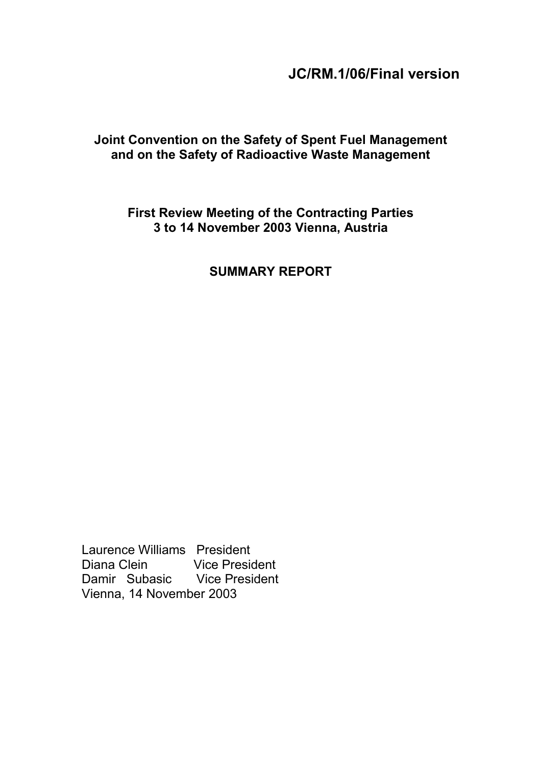**JC/RM.1/06/Final version**

**Joint Convention on the Safety of Spent Fuel Management and on the Safety of Radioactive Waste Management**

**First Review Meeting of the Contracting Parties**
**3 to 14 November 2003 Vienna, Austria**

**SUMMARY REPORT**

Laurence Williams President
Diana Clein Vice President
Damir Subasic Vice President
Vienna, 14 November 2003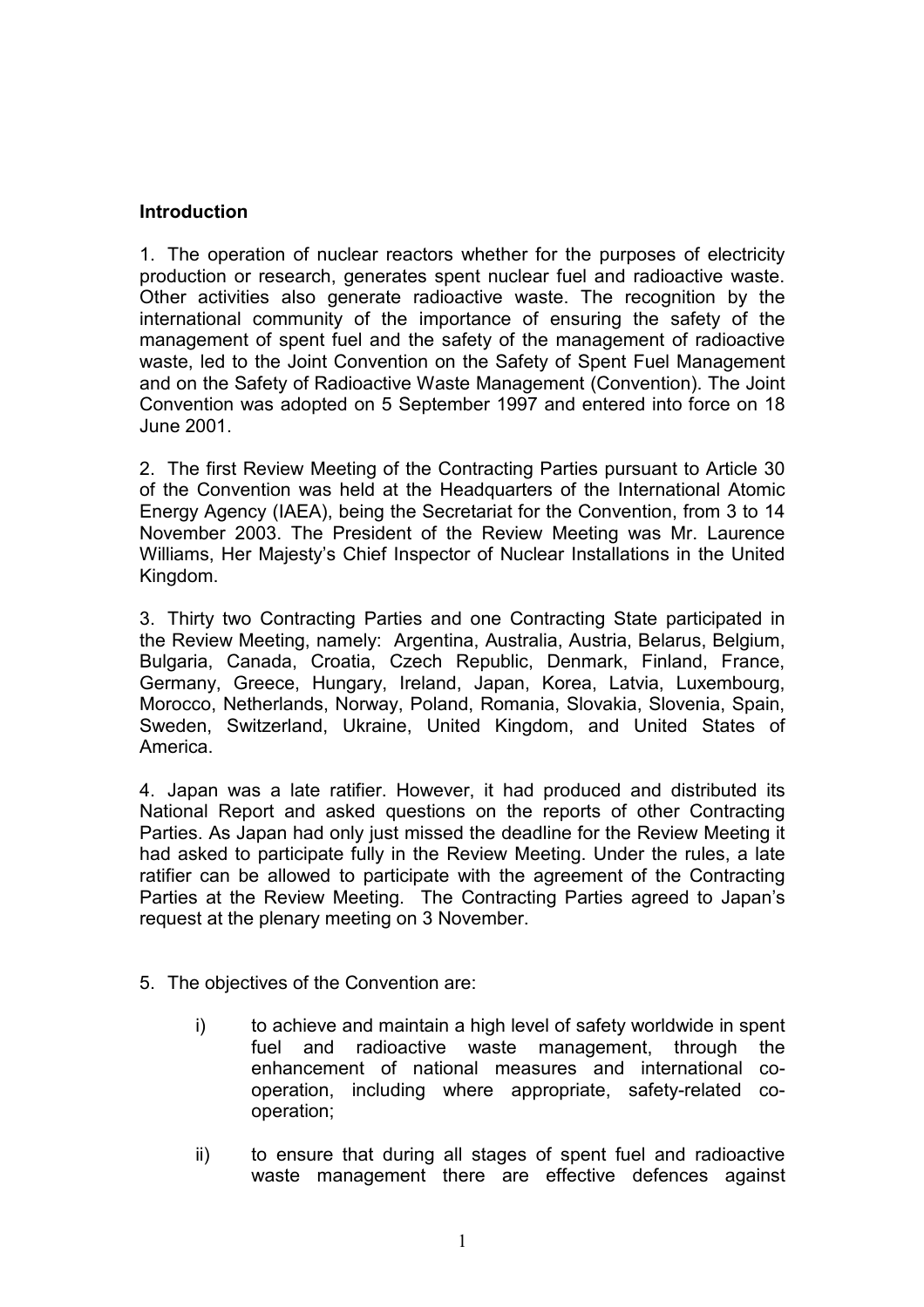## Introduction

1. The operation of nuclear reactors whether for the purposes of electricity production or research, generates spent nuclear fuel and radioactive waste. Other activities also generate radioactive waste. The recognition by the international community of the importance of ensuring the safety of the management of spent fuel and the safety of the management of radioactive waste, led to the Joint Convention on the Safety of Spent Fuel Management and on the Safety of Radioactive Waste Management (Convention). The Joint Convention was adopted on 5 September 1997 and entered into force on 18 June 2001.

2. The first Review Meeting of the Contracting Parties pursuant to Article 30 of the Convention was held at the Headquarters of the International Atomic Energy Agency (IAEA), being the Secretariat for the Convention, from 3 to 14 November 2003. The President of the Review Meeting was Mr. Laurence Williams, Her Majesty's Chief Inspector of Nuclear Installations in the United Kingdom.

3. Thirty two Contracting Parties and one Contracting State participated in the Review Meeting, namely: Argentina, Australia, Austria, Belarus, Belgium, Bulgaria, Canada, Croatia, Czech Republic, Denmark, Finland, France, Germany, Greece, Hungary, Ireland, Japan, Korea, Latvia, Luxembourg, Morocco, Netherlands, Norway, Poland, Romania, Slovakia, Slovenia, Spain, Sweden, Switzerland, Ukraine, United Kingdom, and United States of America.

4. Japan was a late ratifier. However, it had produced and distributed its National Report and asked questions on the reports of other Contracting Parties. As Japan had only just missed the deadline for the Review Meeting it had asked to participate fully in the Review Meeting. Under the rules, a late ratifier can be allowed to participate with the agreement of the Contracting Parties at the Review Meeting. The Contracting Parties agreed to Japan's request at the plenary meeting on 3 November.

5. The objectives of the Convention are:

   i) to achieve and maintain a high level of safety worldwide in spent fuel and radioactive waste management, through the enhancement of national measures and international co-operation, including where appropriate, safety-related co-operation;

   ii) to ensure that during all stages of spent fuel and radioactive waste management there are effective defences against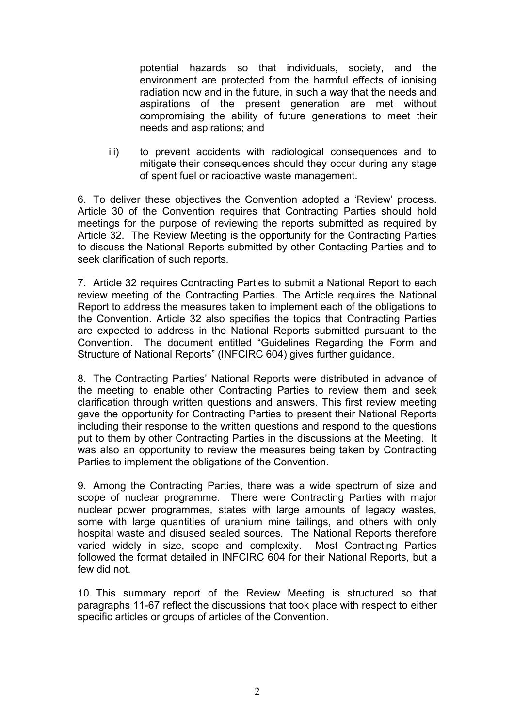potential hazards so that individuals, society, and the environment are protected from the harmful effects of ionising radiation now and in the future, in such a way that the needs and aspirations of the present generation are met without compromising the ability of future generations to meet their needs and aspirations; and

iii) to prevent accidents with radiological consequences and to mitigate their consequences should they occur during any stage of spent fuel or radioactive waste management.

6. To deliver these objectives the Convention adopted a 'Review' process. Article 30 of the Convention requires that Contracting Parties should hold meetings for the purpose of reviewing the reports submitted as required by Article 32. The Review Meeting is the opportunity for the Contracting Parties to discuss the National Reports submitted by other Contacting Parties and to seek clarification of such reports.

7. Article 32 requires Contracting Parties to submit a National Report to each review meeting of the Contracting Parties. The Article requires the National Report to address the measures taken to implement each of the obligations to the Convention. Article 32 also specifies the topics that Contracting Parties are expected to address in the National Reports submitted pursuant to the Convention. The document entitled "Guidelines Regarding the Form and Structure of National Reports" (INFCIRC 604) gives further guidance.

8. The Contracting Parties' National Reports were distributed in advance of the meeting to enable other Contracting Parties to review them and seek clarification through written questions and answers. This first review meeting gave the opportunity for Contracting Parties to present their National Reports including their response to the written questions and respond to the questions put to them by other Contracting Parties in the discussions at the Meeting. It was also an opportunity to review the measures being taken by Contracting Parties to implement the obligations of the Convention.

9. Among the Contracting Parties, there was a wide spectrum of size and scope of nuclear programme. There were Contracting Parties with major nuclear power programmes, states with large amounts of legacy wastes, some with large quantities of uranium mine tailings, and others with only hospital waste and disused sealed sources. The National Reports therefore varied widely in size, scope and complexity. Most Contracting Parties followed the format detailed in INFCIRC 604 for their National Reports, but a few did not.

10. This summary report of the Review Meeting is structured so that paragraphs 11-67 reflect the discussions that took place with respect to either specific articles or groups of articles of the Convention.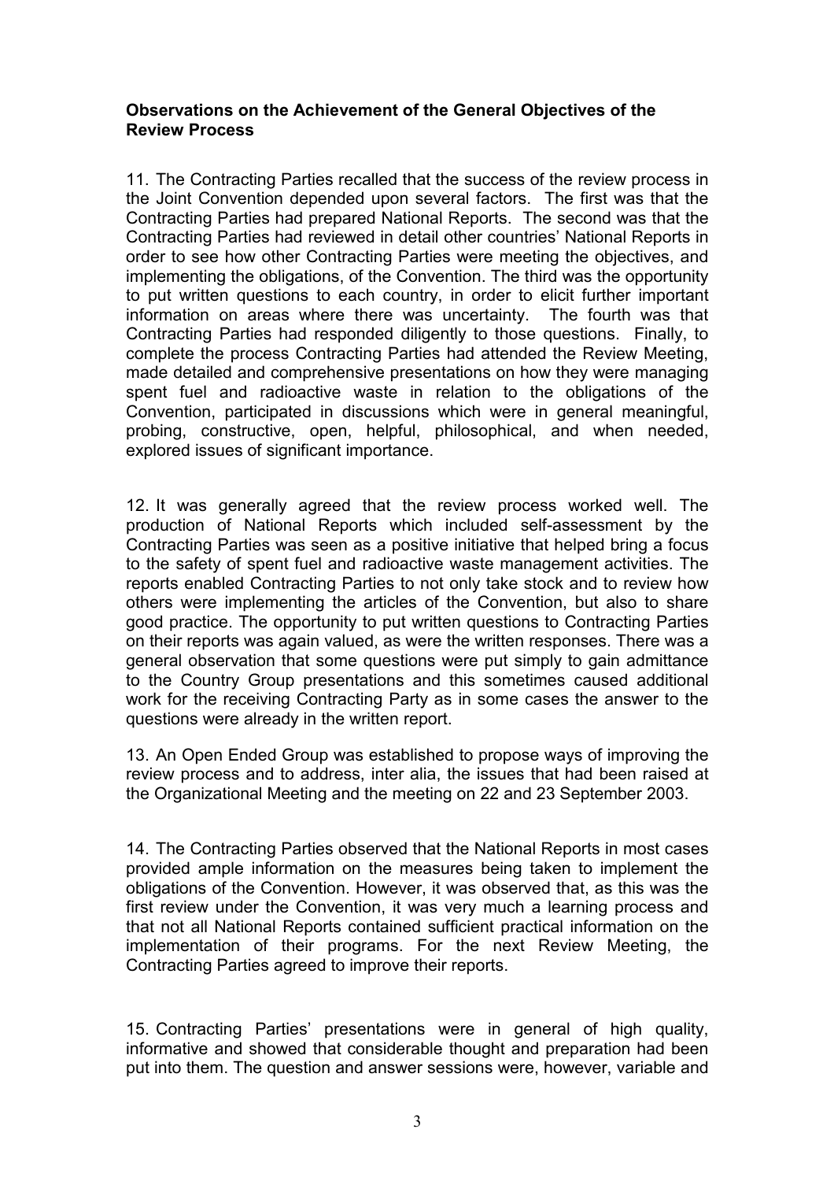**Observations on the Achievement of the General Objectives of the Review Process**

11. The Contracting Parties recalled that the success of the review process in the Joint Convention depended upon several factors. The first was that the Contracting Parties had prepared National Reports. The second was that the Contracting Parties had reviewed in detail other countries' National Reports in order to see how other Contracting Parties were meeting the objectives, and implementing the obligations, of the Convention. The third was the opportunity to put written questions to each country, in order to elicit further important information on areas where there was uncertainty. The fourth was that Contracting Parties had responded diligently to those questions. Finally, to complete the process Contracting Parties had attended the Review Meeting, made detailed and comprehensive presentations on how they were managing spent fuel and radioactive waste in relation to the obligations of the Convention, participated in discussions which were in general meaningful, probing, constructive, open, helpful, philosophical, and when needed, explored issues of significant importance.

12. It was generally agreed that the review process worked well. The production of National Reports which included self-assessment by the Contracting Parties was seen as a positive initiative that helped bring a focus to the safety of spent fuel and radioactive waste management activities. The reports enabled Contracting Parties to not only take stock and to review how others were implementing the articles of the Convention, but also to share good practice. The opportunity to put written questions to Contracting Parties on their reports was again valued, as were the written responses. There was a general observation that some questions were put simply to gain admittance to the Country Group presentations and this sometimes caused additional work for the receiving Contracting Party as in some cases the answer to the questions were already in the written report.

13. An Open Ended Group was established to propose ways of improving the review process and to address, inter alia, the issues that had been raised at the Organizational Meeting and the meeting on 22 and 23 September 2003.

14. The Contracting Parties observed that the National Reports in most cases provided ample information on the measures being taken to implement the obligations of the Convention. However, it was observed that, as this was the first review under the Convention, it was very much a learning process and that not all National Reports contained sufficient practical information on the implementation of their programs. For the next Review Meeting, the Contracting Parties agreed to improve their reports.

15. Contracting Parties' presentations were in general of high quality, informative and showed that considerable thought and preparation had been put into them. The question and answer sessions were, however, variable and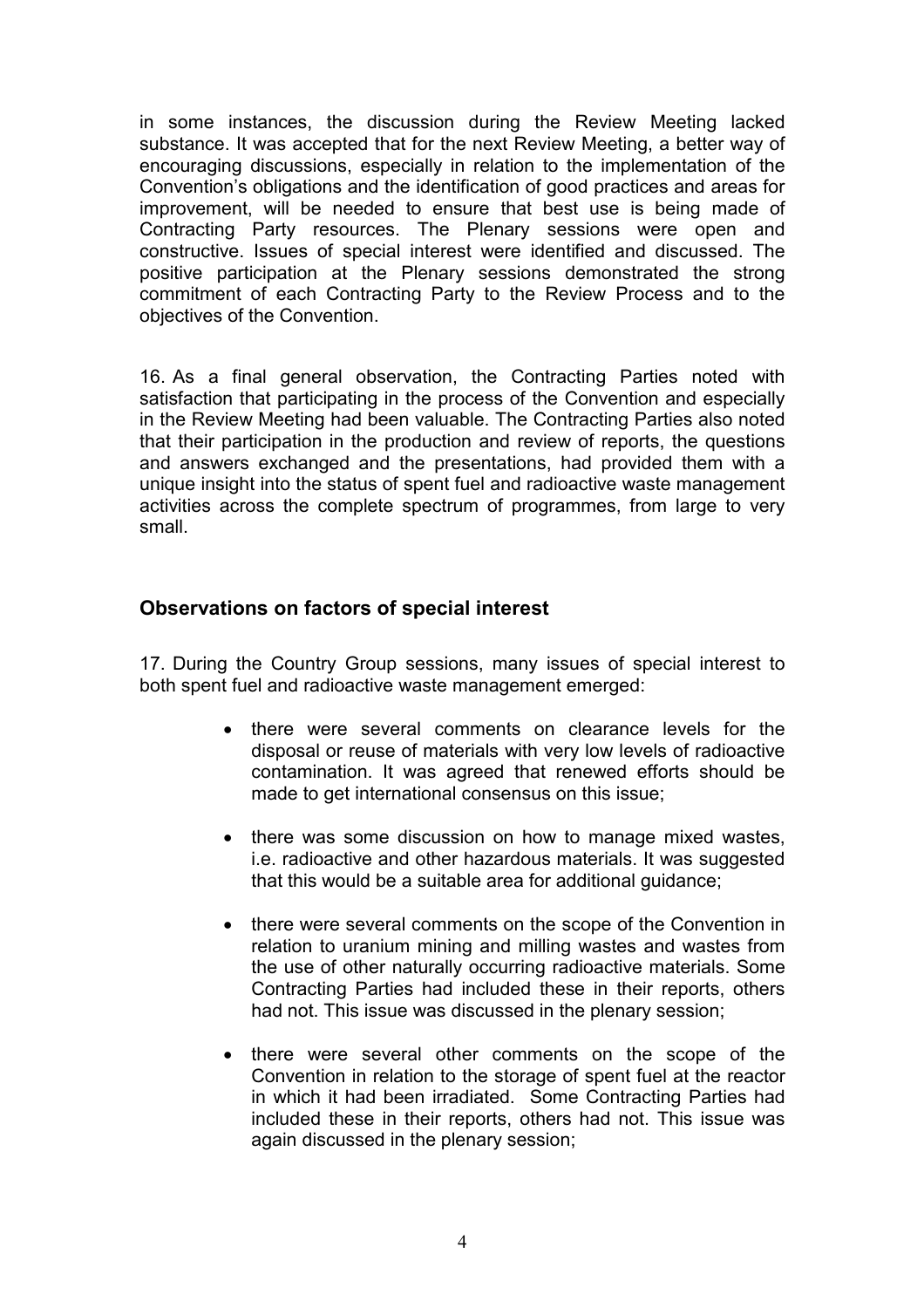in some instances, the discussion during the Review Meeting lacked substance. It was accepted that for the next Review Meeting, a better way of encouraging discussions, especially in relation to the implementation of the Convention's obligations and the identification of good practices and areas for improvement, will be needed to ensure that best use is being made of Contracting Party resources. The Plenary sessions were open and constructive. Issues of special interest were identified and discussed. The positive participation at the Plenary sessions demonstrated the strong commitment of each Contracting Party to the Review Process and to the objectives of the Convention.

16. As a final general observation, the Contracting Parties noted with satisfaction that participating in the process of the Convention and especially in the Review Meeting had been valuable. The Contracting Parties also noted that their participation in the production and review of reports, the questions and answers exchanged and the presentations, had provided them with a unique insight into the status of spent fuel and radioactive waste management activities across the complete spectrum of programmes, from large to very small.

## Observations on factors of special interest

17. During the Country Group sessions, many issues of special interest to both spent fuel and radioactive waste management emerged:

- there were several comments on clearance levels for the disposal or reuse of materials with very low levels of radioactive contamination. It was agreed that renewed efforts should be made to get international consensus on this issue;
- there was some discussion on how to manage mixed wastes, i.e. radioactive and other hazardous materials. It was suggested that this would be a suitable area for additional guidance;
- there were several comments on the scope of the Convention in relation to uranium mining and milling wastes and wastes from the use of other naturally occurring radioactive materials. Some Contracting Parties had included these in their reports, others had not. This issue was discussed in the plenary session;
- there were several other comments on the scope of the Convention in relation to the storage of spent fuel at the reactor in which it had been irradiated. Some Contracting Parties had included these in their reports, others had not. This issue was again discussed in the plenary session;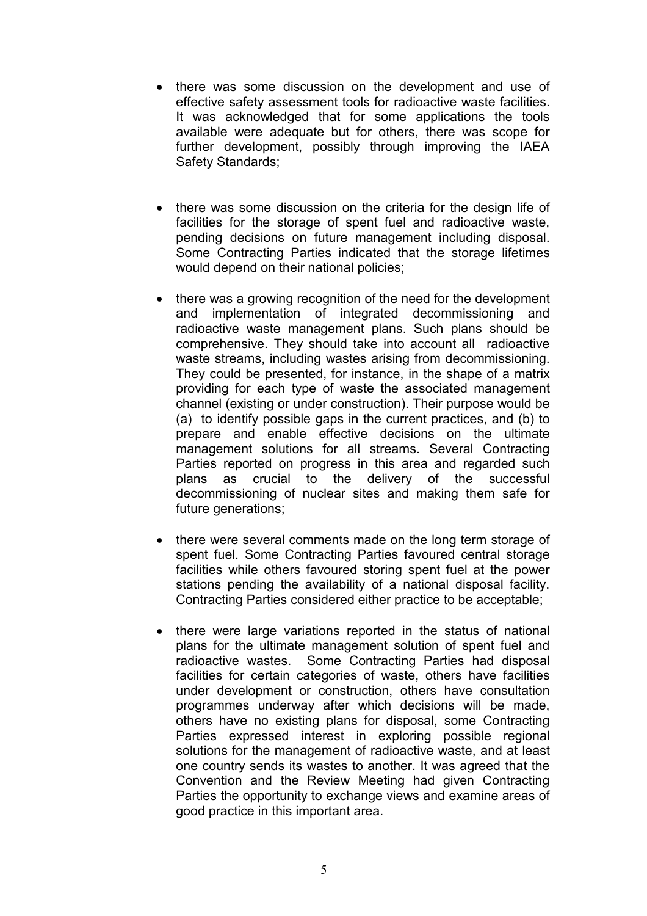- there was some discussion on the development and use of effective safety assessment tools for radioactive waste facilities. It was acknowledged that for some applications the tools available were adequate but for others, there was scope for further development, possibly through improving the IAEA Safety Standards;

- there was some discussion on the criteria for the design life of facilities for the storage of spent fuel and radioactive waste, pending decisions on future management including disposal. Some Contracting Parties indicated that the storage lifetimes would depend on their national policies;

- there was a growing recognition of the need for the development and implementation of integrated decommissioning and radioactive waste management plans. Such plans should be comprehensive. They should take into account all radioactive waste streams, including wastes arising from decommissioning. They could be presented, for instance, in the shape of a matrix providing for each type of waste the associated management channel (existing or under construction). Their purpose would be (a) to identify possible gaps in the current practices, and (b) to prepare and enable effective decisions on the ultimate management solutions for all streams. Several Contracting Parties reported on progress in this area and regarded such plans as crucial to the delivery of the successful decommissioning of nuclear sites and making them safe for future generations;

- there were several comments made on the long term storage of spent fuel. Some Contracting Parties favoured central storage facilities while others favoured storing spent fuel at the power stations pending the availability of a national disposal facility. Contracting Parties considered either practice to be acceptable;

- there were large variations reported in the status of national plans for the ultimate management solution of spent fuel and radioactive wastes. Some Contracting Parties had disposal facilities for certain categories of waste, others have facilities under development or construction, others have consultation programmes underway after which decisions will be made, others have no existing plans for disposal, some Contracting Parties expressed interest in exploring possible regional solutions for the management of radioactive waste, and at least one country sends its wastes to another. It was agreed that the Convention and the Review Meeting had given Contracting Parties the opportunity to exchange views and examine areas of good practice in this important area.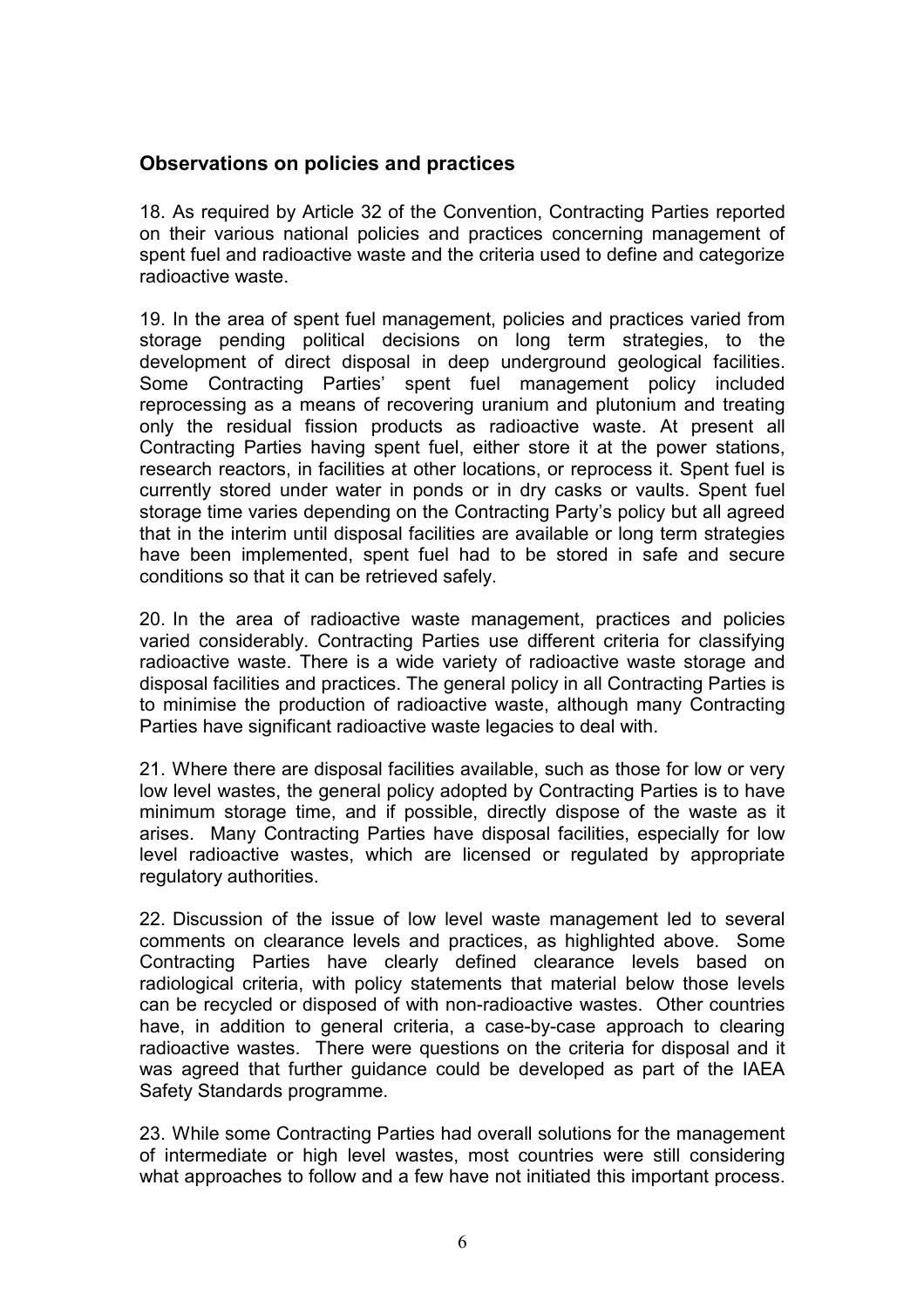## Observations on policies and practices

18. As required by Article 32 of the Convention, Contracting Parties reported on their various national policies and practices concerning management of spent fuel and radioactive waste and the criteria used to define and categorize radioactive waste.

19. In the area of spent fuel management, policies and practices varied from storage pending political decisions on long term strategies, to the development of direct disposal in deep underground geological facilities. Some Contracting Parties' spent fuel management policy included reprocessing as a means of recovering uranium and plutonium and treating only the residual fission products as radioactive waste. At present all Contracting Parties having spent fuel, either store it at the power stations, research reactors, in facilities at other locations, or reprocess it. Spent fuel is currently stored under water in ponds or in dry casks or vaults. Spent fuel storage time varies depending on the Contracting Party's policy but all agreed that in the interim until disposal facilities are available or long term strategies have been implemented, spent fuel had to be stored in safe and secure conditions so that it can be retrieved safely.

20. In the area of radioactive waste management, practices and policies varied considerably. Contracting Parties use different criteria for classifying radioactive waste. There is a wide variety of radioactive waste storage and disposal facilities and practices. The general policy in all Contracting Parties is to minimise the production of radioactive waste, although many Contracting Parties have significant radioactive waste legacies to deal with.

21. Where there are disposal facilities available, such as those for low or very low level wastes, the general policy adopted by Contracting Parties is to have minimum storage time, and if possible, directly dispose of the waste as it arises. Many Contracting Parties have disposal facilities, especially for low level radioactive wastes, which are licensed or regulated by appropriate regulatory authorities.

22. Discussion of the issue of low level waste management led to several comments on clearance levels and practices, as highlighted above. Some Contracting Parties have clearly defined clearance levels based on radiological criteria, with policy statements that material below those levels can be recycled or disposed of with non-radioactive wastes. Other countries have, in addition to general criteria, a case-by-case approach to clearing radioactive wastes. There were questions on the criteria for disposal and it was agreed that further guidance could be developed as part of the IAEA Safety Standards programme.

23. While some Contracting Parties had overall solutions for the management of intermediate or high level wastes, most countries were still considering what approaches to follow and a few have not initiated this important process.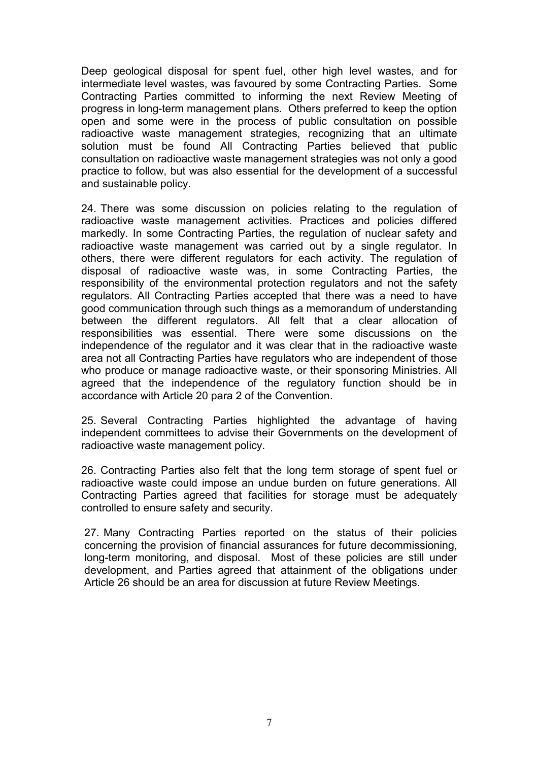Deep geological disposal for spent fuel, other high level wastes, and for intermediate level wastes, was favoured by some Contracting Parties. Some Contracting Parties committed to informing the next Review Meeting of progress in long-term management plans. Others preferred to keep the option open and some were in the process of public consultation on possible radioactive waste management strategies, recognizing that an ultimate solution must be found All Contracting Parties believed that public consultation on radioactive waste management strategies was not only a good practice to follow, but was also essential for the development of a successful and sustainable policy.

24. There was some discussion on policies relating to the regulation of radioactive waste management activities. Practices and policies differed markedly. In some Contracting Parties, the regulation of nuclear safety and radioactive waste management was carried out by a single regulator. In others, there were different regulators for each activity. The regulation of disposal of radioactive waste was, in some Contracting Parties, the responsibility of the environmental protection regulators and not the safety regulators. All Contracting Parties accepted that there was a need to have good communication through such things as a memorandum of understanding between the different regulators. All felt that a clear allocation of responsibilities was essential. There were some discussions on the independence of the regulator and it was clear that in the radioactive waste area not all Contracting Parties have regulators who are independent of those who produce or manage radioactive waste, or their sponsoring Ministries. All agreed that the independence of the regulatory function should be in accordance with Article 20 para 2 of the Convention.

25. Several Contracting Parties highlighted the advantage of having independent committees to advise their Governments on the development of radioactive waste management policy.

26. Contracting Parties also felt that the long term storage of spent fuel or radioactive waste could impose an undue burden on future generations. All Contracting Parties agreed that facilities for storage must be adequately controlled to ensure safety and security.

27. Many Contracting Parties reported on the status of their policies concerning the provision of financial assurances for future decommissioning, long-term monitoring, and disposal. Most of these policies are still under development, and Parties agreed that attainment of the obligations under Article 26 should be an area for discussion at future Review Meetings.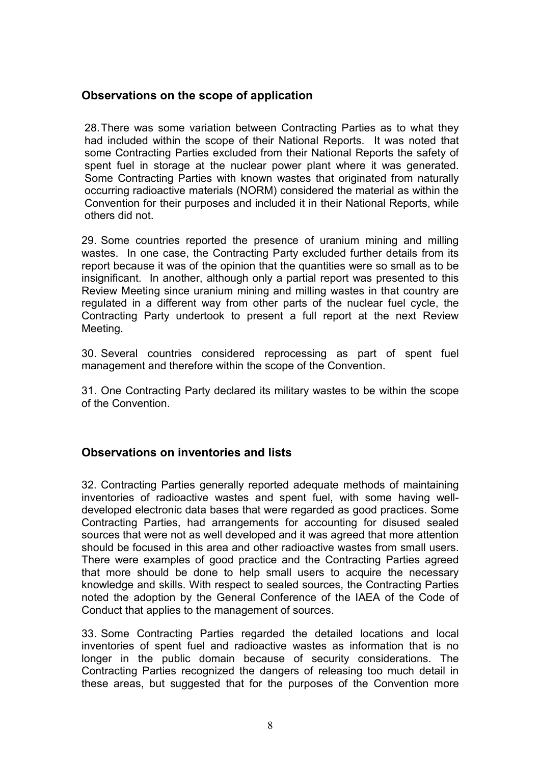## Observations on the scope of application

28. There was some variation between Contracting Parties as to what they had included within the scope of their National Reports. It was noted that some Contracting Parties excluded from their National Reports the safety of spent fuel in storage at the nuclear power plant where it was generated. Some Contracting Parties with known wastes that originated from naturally occurring radioactive materials (NORM) considered the material as within the Convention for their purposes and included it in their National Reports, while others did not.

29. Some countries reported the presence of uranium mining and milling wastes. In one case, the Contracting Party excluded further details from its report because it was of the opinion that the quantities were so small as to be insignificant. In another, although only a partial report was presented to this Review Meeting since uranium mining and milling wastes in that country are regulated in a different way from other parts of the nuclear fuel cycle, the Contracting Party undertook to present a full report at the next Review Meeting.

30. Several countries considered reprocessing as part of spent fuel management and therefore within the scope of the Convention.

31. One Contracting Party declared its military wastes to be within the scope of the Convention.

## Observations on inventories and lists

32. Contracting Parties generally reported adequate methods of maintaining inventories of radioactive wastes and spent fuel, with some having well-developed electronic data bases that were regarded as good practices. Some Contracting Parties, had arrangements for accounting for disused sealed sources that were not as well developed and it was agreed that more attention should be focused in this area and other radioactive wastes from small users. There were examples of good practice and the Contracting Parties agreed that more should be done to help small users to acquire the necessary knowledge and skills. With respect to sealed sources, the Contracting Parties noted the adoption by the General Conference of the IAEA of the Code of Conduct that applies to the management of sources.

33. Some Contracting Parties regarded the detailed locations and local inventories of spent fuel and radioactive wastes as information that is no longer in the public domain because of security considerations. The Contracting Parties recognized the dangers of releasing too much detail in these areas, but suggested that for the purposes of the Convention more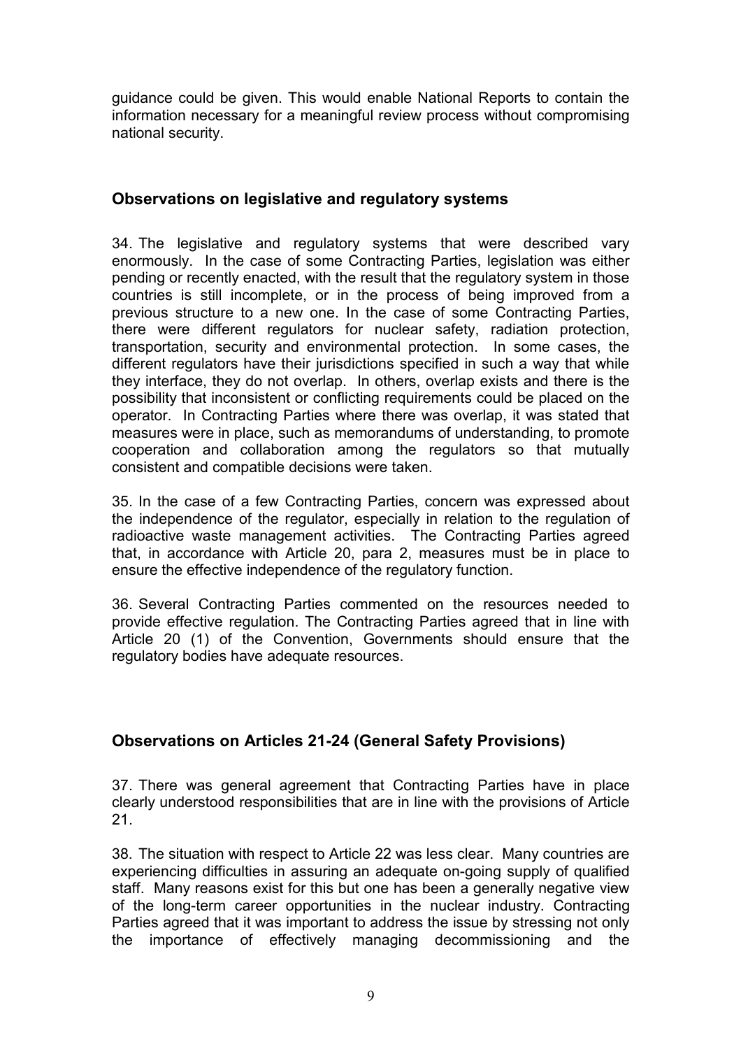guidance could be given. This would enable National Reports to contain the information necessary for a meaningful review process without compromising national security.

## Observations on legislative and regulatory systems

34. The legislative and regulatory systems that were described vary enormously. In the case of some Contracting Parties, legislation was either pending or recently enacted, with the result that the regulatory system in those countries is still incomplete, or in the process of being improved from a previous structure to a new one. In the case of some Contracting Parties, there were different regulators for nuclear safety, radiation protection, transportation, security and environmental protection. In some cases, the different regulators have their jurisdictions specified in such a way that while they interface, they do not overlap. In others, overlap exists and there is the possibility that inconsistent or conflicting requirements could be placed on the operator. In Contracting Parties where there was overlap, it was stated that measures were in place, such as memorandums of understanding, to promote cooperation and collaboration among the regulators so that mutually consistent and compatible decisions were taken.

35. In the case of a few Contracting Parties, concern was expressed about the independence of the regulator, especially in relation to the regulation of radioactive waste management activities. The Contracting Parties agreed that, in accordance with Article 20, para 2, measures must be in place to ensure the effective independence of the regulatory function.

36. Several Contracting Parties commented on the resources needed to provide effective regulation. The Contracting Parties agreed that in line with Article 20 (1) of the Convention, Governments should ensure that the regulatory bodies have adequate resources.

## Observations on Articles 21-24 (General Safety Provisions)

37. There was general agreement that Contracting Parties have in place clearly understood responsibilities that are in line with the provisions of Article 21.

38. The situation with respect to Article 22 was less clear. Many countries are experiencing difficulties in assuring an adequate on-going supply of qualified staff. Many reasons exist for this but one has been a generally negative view of the long-term career opportunities in the nuclear industry. Contracting Parties agreed that it was important to address the issue by stressing not only the importance of effectively managing decommissioning and the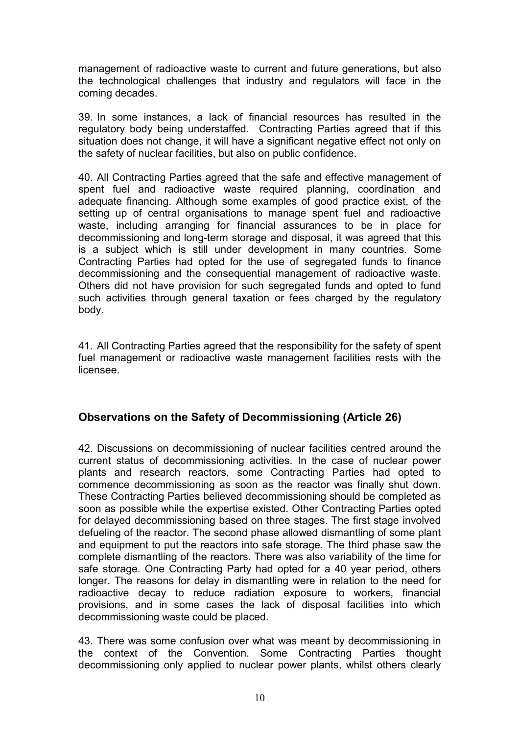management of radioactive waste to current and future generations, but also the technological challenges that industry and regulators will face in the coming decades.

39. In some instances, a lack of financial resources has resulted in the regulatory body being understaffed. Contracting Parties agreed that if this situation does not change, it will have a significant negative effect not only on the safety of nuclear facilities, but also on public confidence.

40. All Contracting Parties agreed that the safe and effective management of spent fuel and radioactive waste required planning, coordination and adequate financing. Although some examples of good practice exist, of the setting up of central organisations to manage spent fuel and radioactive waste, including arranging for financial assurances to be in place for decommissioning and long-term storage and disposal, it was agreed that this is a subject which is still under development in many countries. Some Contracting Parties had opted for the use of segregated funds to finance decommissioning and the consequential management of radioactive waste. Others did not have provision for such segregated funds and opted to fund such activities through general taxation or fees charged by the regulatory body.

41. All Contracting Parties agreed that the responsibility for the safety of spent fuel management or radioactive waste management facilities rests with the licensee.

## Observations on the Safety of Decommissioning (Article 26)

42. Discussions on decommissioning of nuclear facilities centred around the current status of decommissioning activities. In the case of nuclear power plants and research reactors, some Contracting Parties had opted to commence decommissioning as soon as the reactor was finally shut down. These Contracting Parties believed decommissioning should be completed as soon as possible while the expertise existed. Other Contracting Parties opted for delayed decommissioning based on three stages. The first stage involved defueling of the reactor. The second phase allowed dismantling of some plant and equipment to put the reactors into safe storage. The third phase saw the complete dismantling of the reactors. There was also variability of the time for safe storage. One Contracting Party had opted for a 40 year period, others longer. The reasons for delay in dismantling were in relation to the need for radioactive decay to reduce radiation exposure to workers, financial provisions, and in some cases the lack of disposal facilities into which decommissioning waste could be placed.

43. There was some confusion over what was meant by decommissioning in the context of the Convention. Some Contracting Parties thought decommissioning only applied to nuclear power plants, whilst others clearly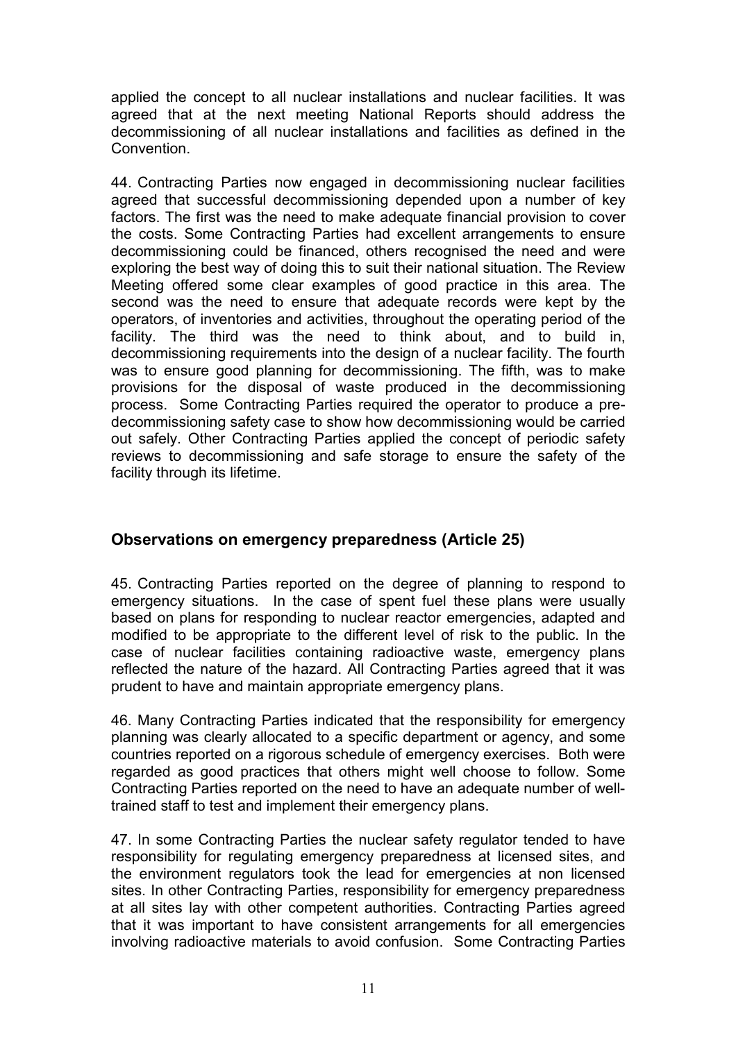applied the concept to all nuclear installations and nuclear facilities. It was agreed that at the next meeting National Reports should address the decommissioning of all nuclear installations and facilities as defined in the Convention.

44. Contracting Parties now engaged in decommissioning nuclear facilities agreed that successful decommissioning depended upon a number of key factors. The first was the need to make adequate financial provision to cover the costs. Some Contracting Parties had excellent arrangements to ensure decommissioning could be financed, others recognised the need and were exploring the best way of doing this to suit their national situation. The Review Meeting offered some clear examples of good practice in this area. The second was the need to ensure that adequate records were kept by the operators, of inventories and activities, throughout the operating period of the facility. The third was the need to think about, and to build in, decommissioning requirements into the design of a nuclear facility. The fourth was to ensure good planning for decommissioning. The fifth, was to make provisions for the disposal of waste produced in the decommissioning process. Some Contracting Parties required the operator to produce a pre-decommissioning safety case to show how decommissioning would be carried out safely. Other Contracting Parties applied the concept of periodic safety reviews to decommissioning and safe storage to ensure the safety of the facility through its lifetime.

## Observations on emergency preparedness (Article 25)

45. Contracting Parties reported on the degree of planning to respond to emergency situations. In the case of spent fuel these plans were usually based on plans for responding to nuclear reactor emergencies, adapted and modified to be appropriate to the different level of risk to the public. In the case of nuclear facilities containing radioactive waste, emergency plans reflected the nature of the hazard. All Contracting Parties agreed that it was prudent to have and maintain appropriate emergency plans.

46. Many Contracting Parties indicated that the responsibility for emergency planning was clearly allocated to a specific department or agency, and some countries reported on a rigorous schedule of emergency exercises. Both were regarded as good practices that others might well choose to follow. Some Contracting Parties reported on the need to have an adequate number of well-trained staff to test and implement their emergency plans.

47. In some Contracting Parties the nuclear safety regulator tended to have responsibility for regulating emergency preparedness at licensed sites, and the environment regulators took the lead for emergencies at non licensed sites. In other Contracting Parties, responsibility for emergency preparedness at all sites lay with other competent authorities. Contracting Parties agreed that it was important to have consistent arrangements for all emergencies involving radioactive materials to avoid confusion. Some Contracting Parties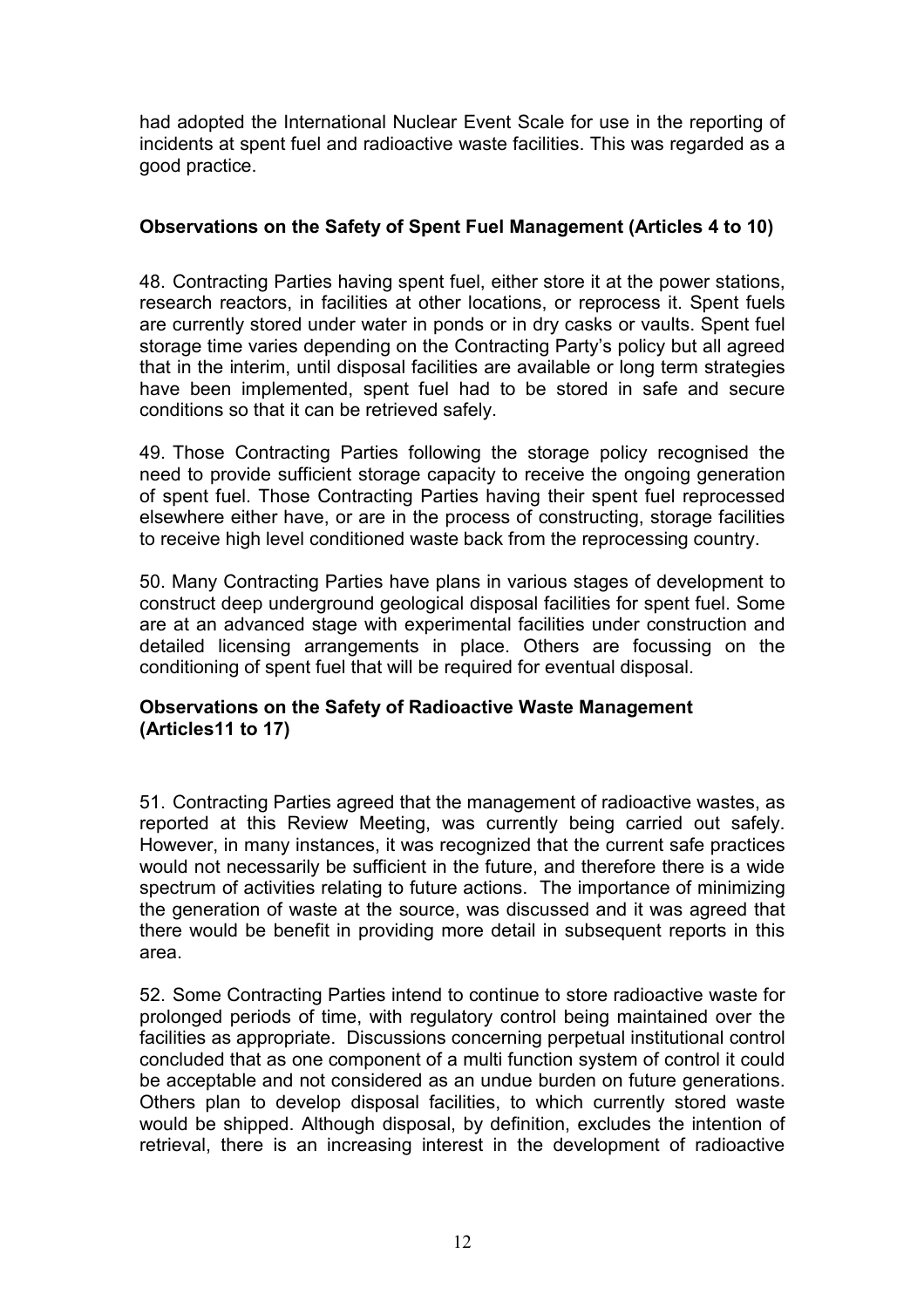had adopted the International Nuclear Event Scale for use in the reporting of incidents at spent fuel and radioactive waste facilities. This was regarded as a good practice.

**Observations on the Safety of Spent Fuel Management (Articles 4 to 10)**

48. Contracting Parties having spent fuel, either store it at the power stations, research reactors, in facilities at other locations, or reprocess it. Spent fuels are currently stored under water in ponds or in dry casks or vaults. Spent fuel storage time varies depending on the Contracting Party's policy but all agreed that in the interim, until disposal facilities are available or long term strategies have been implemented, spent fuel had to be stored in safe and secure conditions so that it can be retrieved safely.

49. Those Contracting Parties following the storage policy recognised the need to provide sufficient storage capacity to receive the ongoing generation of spent fuel. Those Contracting Parties having their spent fuel reprocessed elsewhere either have, or are in the process of constructing, storage facilities to receive high level conditioned waste back from the reprocessing country.

50. Many Contracting Parties have plans in various stages of development to construct deep underground geological disposal facilities for spent fuel. Some are at an advanced stage with experimental facilities under construction and detailed licensing arrangements in place. Others are focussing on the conditioning of spent fuel that will be required for eventual disposal.

**Observations on the Safety of Radioactive Waste Management (Articles11 to 17)**

51. Contracting Parties agreed that the management of radioactive wastes, as reported at this Review Meeting, was currently being carried out safely. However, in many instances, it was recognized that the current safe practices would not necessarily be sufficient in the future, and therefore there is a wide spectrum of activities relating to future actions. The importance of minimizing the generation of waste at the source, was discussed and it was agreed that there would be benefit in providing more detail in subsequent reports in this area.

52. Some Contracting Parties intend to continue to store radioactive waste for prolonged periods of time, with regulatory control being maintained over the facilities as appropriate. Discussions concerning perpetual institutional control concluded that as one component of a multi function system of control it could be acceptable and not considered as an undue burden on future generations. Others plan to develop disposal facilities, to which currently stored waste would be shipped. Although disposal, by definition, excludes the intention of retrieval, there is an increasing interest in the development of radioactive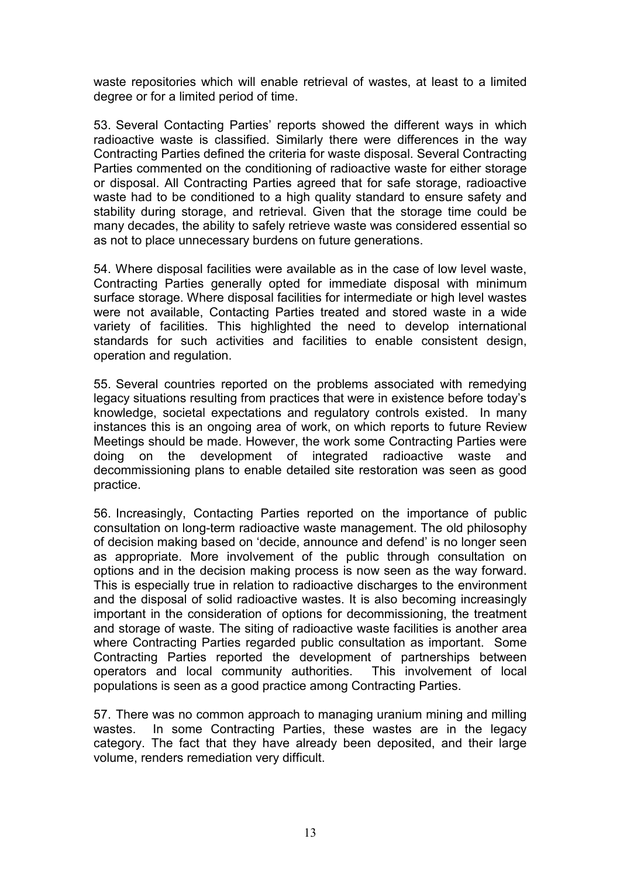waste repositories which will enable retrieval of wastes, at least to a limited degree or for a limited period of time.

53. Several Contacting Parties' reports showed the different ways in which radioactive waste is classified. Similarly there were differences in the way Contracting Parties defined the criteria for waste disposal. Several Contracting Parties commented on the conditioning of radioactive waste for either storage or disposal. All Contracting Parties agreed that for safe storage, radioactive waste had to be conditioned to a high quality standard to ensure safety and stability during storage, and retrieval. Given that the storage time could be many decades, the ability to safely retrieve waste was considered essential so as not to place unnecessary burdens on future generations.

54. Where disposal facilities were available as in the case of low level waste, Contracting Parties generally opted for immediate disposal with minimum surface storage. Where disposal facilities for intermediate or high level wastes were not available, Contacting Parties treated and stored waste in a wide variety of facilities. This highlighted the need to develop international standards for such activities and facilities to enable consistent design, operation and regulation.

55. Several countries reported on the problems associated with remedying legacy situations resulting from practices that were in existence before today's knowledge, societal expectations and regulatory controls existed. In many instances this is an ongoing area of work, on which reports to future Review Meetings should be made. However, the work some Contracting Parties were doing on the development of integrated radioactive waste and decommissioning plans to enable detailed site restoration was seen as good practice.

56. Increasingly, Contacting Parties reported on the importance of public consultation on long-term radioactive waste management. The old philosophy of decision making based on 'decide, announce and defend' is no longer seen as appropriate. More involvement of the public through consultation on options and in the decision making process is now seen as the way forward. This is especially true in relation to radioactive discharges to the environment and the disposal of solid radioactive wastes. It is also becoming increasingly important in the consideration of options for decommissioning, the treatment and storage of waste. The siting of radioactive waste facilities is another area where Contracting Parties regarded public consultation as important. Some Contracting Parties reported the development of partnerships between operators and local community authorities. This involvement of local populations is seen as a good practice among Contracting Parties.

57. There was no common approach to managing uranium mining and milling wastes. In some Contracting Parties, these wastes are in the legacy category. The fact that they have already been deposited, and their large volume, renders remediation very difficult.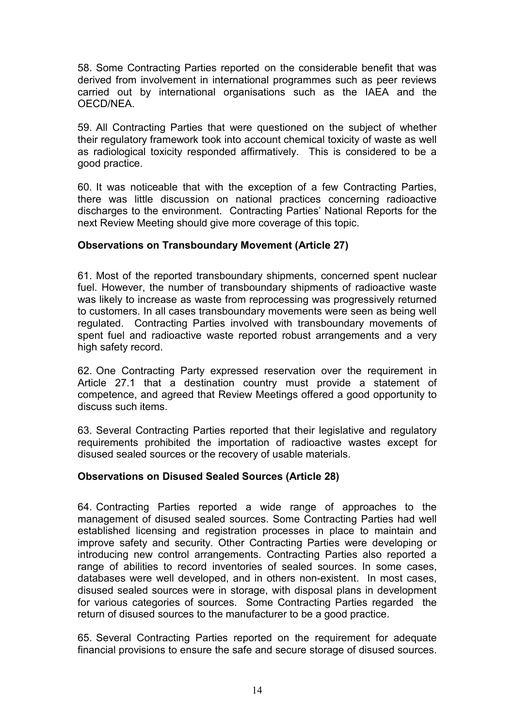58. Some Contracting Parties reported on the considerable benefit that was derived from involvement in international programmes such as peer reviews carried out by international organisations such as the IAEA and the OECD/NEA.

59. All Contracting Parties that were questioned on the subject of whether their regulatory framework took into account chemical toxicity of waste as well as radiological toxicity responded affirmatively. This is considered to be a good practice.

60. It was noticeable that with the exception of a few Contracting Parties, there was little discussion on national practices concerning radioactive discharges to the environment. Contracting Parties' National Reports for the next Review Meeting should give more coverage of this topic.

**Observations on Transboundary Movement (Article 27)**

61. Most of the reported transboundary shipments, concerned spent nuclear fuel. However, the number of transboundary shipments of radioactive waste was likely to increase as waste from reprocessing was progressively returned to customers. In all cases transboundary movements were seen as being well regulated. Contracting Parties involved with transboundary movements of spent fuel and radioactive waste reported robust arrangements and a very high safety record.

62. One Contracting Party expressed reservation over the requirement in Article 27.1 that a destination country must provide a statement of competence, and agreed that Review Meetings offered a good opportunity to discuss such items.

63. Several Contracting Parties reported that their legislative and regulatory requirements prohibited the importation of radioactive wastes except for disused sealed sources or the recovery of usable materials.

**Observations on Disused Sealed Sources (Article 28)**

64. Contracting Parties reported a wide range of approaches to the management of disused sealed sources. Some Contracting Parties had well established licensing and registration processes in place to maintain and improve safety and security. Other Contracting Parties were developing or introducing new control arrangements. Contracting Parties also reported a range of abilities to record inventories of sealed sources. In some cases, databases were well developed, and in others non-existent. In most cases, disused sealed sources were in storage, with disposal plans in development for various categories of sources. Some Contracting Parties regarded the return of disused sources to the manufacturer to be a good practice.

65. Several Contracting Parties reported on the requirement for adequate financial provisions to ensure the safe and secure storage of disused sources.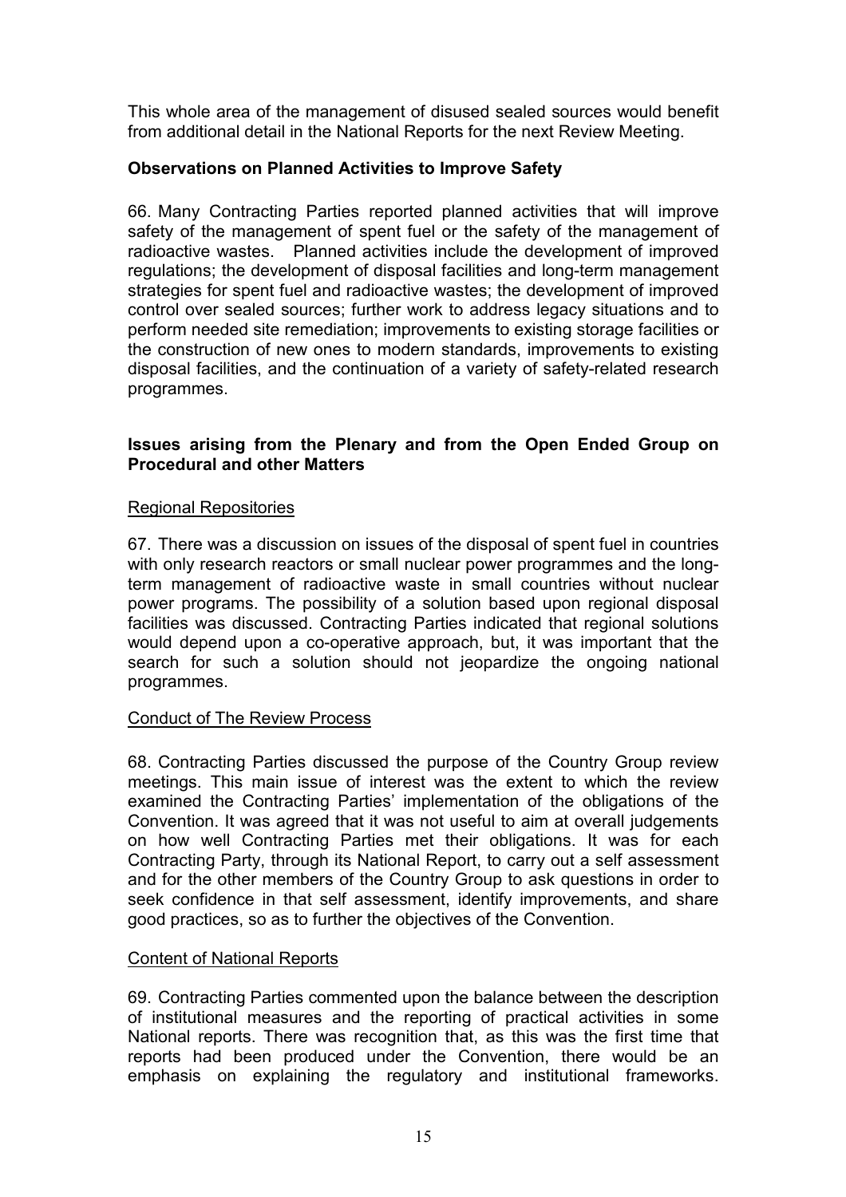This whole area of the management of disused sealed sources would benefit from additional detail in the National Reports for the next Review Meeting.

**Observations on Planned Activities to Improve Safety**

66. Many Contracting Parties reported planned activities that will improve safety of the management of spent fuel or the safety of the management of radioactive wastes. Planned activities include the development of improved regulations; the development of disposal facilities and long-term management strategies for spent fuel and radioactive wastes; the development of improved control over sealed sources; further work to address legacy situations and to perform needed site remediation; improvements to existing storage facilities or the construction of new ones to modern standards, improvements to existing disposal facilities, and the continuation of a variety of safety-related research programmes.

**Issues arising from the Plenary and from the Open Ended Group on Procedural and other Matters**

Regional Repositories

67. There was a discussion on issues of the disposal of spent fuel in countries with only research reactors or small nuclear power programmes and the long-term management of radioactive waste in small countries without nuclear power programs. The possibility of a solution based upon regional disposal facilities was discussed. Contracting Parties indicated that regional solutions would depend upon a co-operative approach, but, it was important that the search for such a solution should not jeopardize the ongoing national programmes.

Conduct of The Review Process

68. Contracting Parties discussed the purpose of the Country Group review meetings. This main issue of interest was the extent to which the review examined the Contracting Parties' implementation of the obligations of the Convention. It was agreed that it was not useful to aim at overall judgements on how well Contracting Parties met their obligations. It was for each Contracting Party, through its National Report, to carry out a self assessment and for the other members of the Country Group to ask questions in order to seek confidence in that self assessment, identify improvements, and share good practices, so as to further the objectives of the Convention.

Content of National Reports

69. Contracting Parties commented upon the balance between the description of institutional measures and the reporting of practical activities in some National reports. There was recognition that, as this was the first time that reports had been produced under the Convention, there would be an emphasis on explaining the regulatory and institutional frameworks.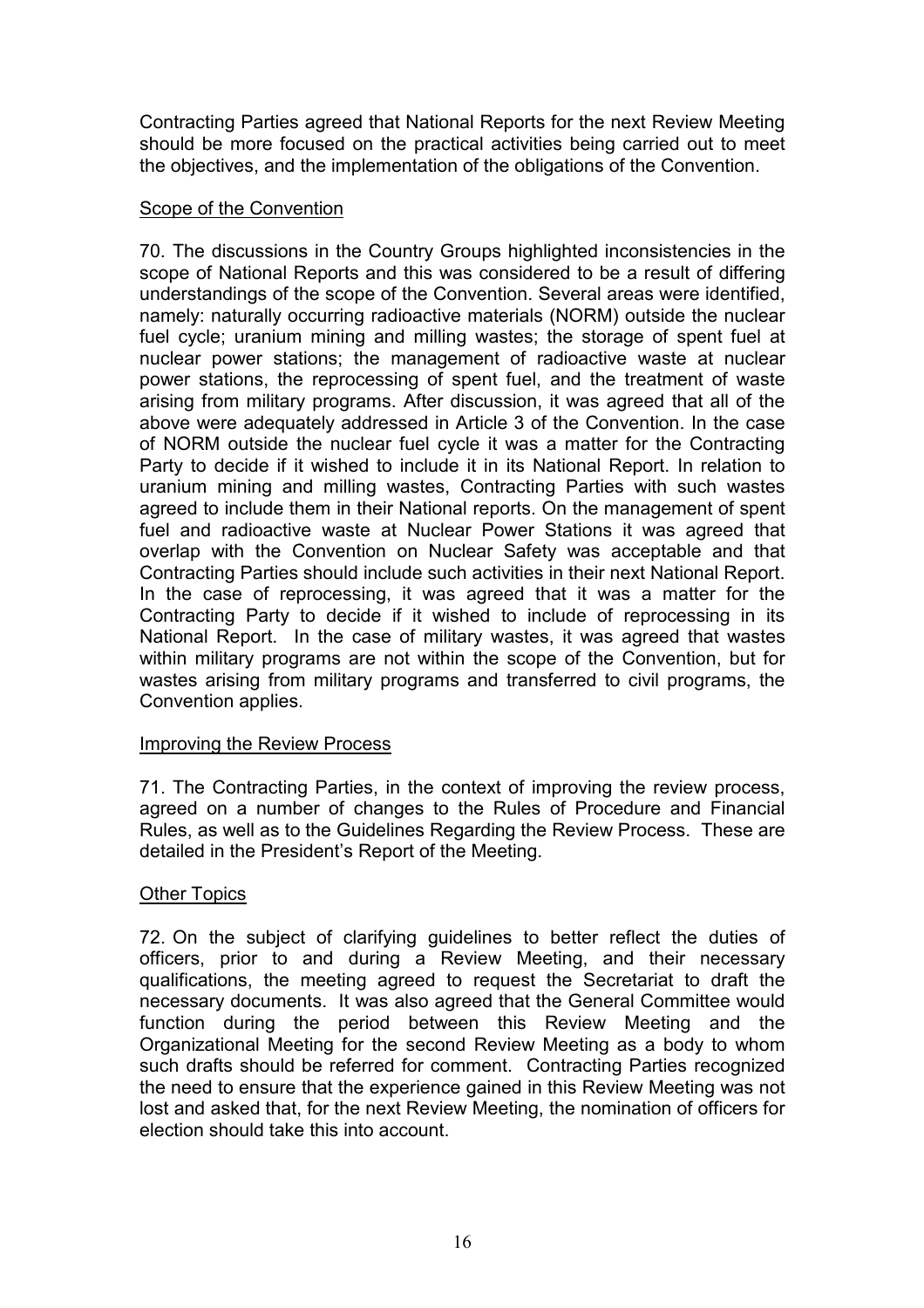Contracting Parties agreed that National Reports for the next Review Meeting should be more focused on the practical activities being carried out to meet the objectives, and the implementation of the obligations of the Convention.

### Scope of the Convention

70. The discussions in the Country Groups highlighted inconsistencies in the scope of National Reports and this was considered to be a result of differing understandings of the scope of the Convention. Several areas were identified, namely: naturally occurring radioactive materials (NORM) outside the nuclear fuel cycle; uranium mining and milling wastes; the storage of spent fuel at nuclear power stations; the management of radioactive waste at nuclear power stations, the reprocessing of spent fuel, and the treatment of waste arising from military programs. After discussion, it was agreed that all of the above were adequately addressed in Article 3 of the Convention. In the case of NORM outside the nuclear fuel cycle it was a matter for the Contracting Party to decide if it wished to include it in its National Report. In relation to uranium mining and milling wastes, Contracting Parties with such wastes agreed to include them in their National reports. On the management of spent fuel and radioactive waste at Nuclear Power Stations it was agreed that overlap with the Convention on Nuclear Safety was acceptable and that Contracting Parties should include such activities in their next National Report. In the case of reprocessing, it was agreed that it was a matter for the Contracting Party to decide if it wished to include of reprocessing in its National Report. In the case of military wastes, it was agreed that wastes within military programs are not within the scope of the Convention, but for wastes arising from military programs and transferred to civil programs, the Convention applies.

### Improving the Review Process

71. The Contracting Parties, in the context of improving the review process, agreed on a number of changes to the Rules of Procedure and Financial Rules, as well as to the Guidelines Regarding the Review Process. These are detailed in the President's Report of the Meeting.

### Other Topics

72. On the subject of clarifying guidelines to better reflect the duties of officers, prior to and during a Review Meeting, and their necessary qualifications, the meeting agreed to request the Secretariat to draft the necessary documents. It was also agreed that the General Committee would function during the period between this Review Meeting and the Organizational Meeting for the second Review Meeting as a body to whom such drafts should be referred for comment. Contracting Parties recognized the need to ensure that the experience gained in this Review Meeting was not lost and asked that, for the next Review Meeting, the nomination of officers for election should take this into account.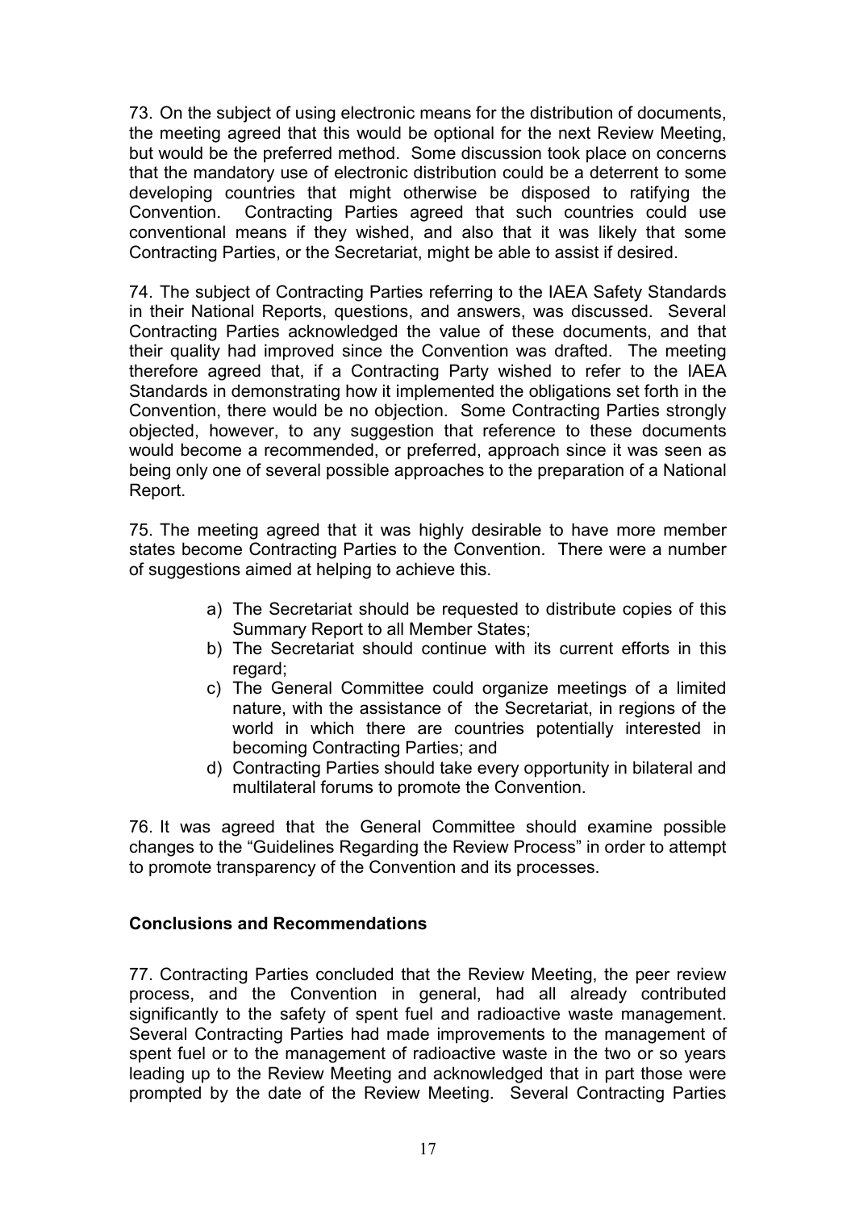73. On the subject of using electronic means for the distribution of documents, the meeting agreed that this would be optional for the next Review Meeting, but would be the preferred method. Some discussion took place on concerns that the mandatory use of electronic distribution could be a deterrent to some developing countries that might otherwise be disposed to ratifying the Convention. Contracting Parties agreed that such countries could use conventional means if they wished, and also that it was likely that some Contracting Parties, or the Secretariat, might be able to assist if desired.

74. The subject of Contracting Parties referring to the IAEA Safety Standards in their National Reports, questions, and answers, was discussed. Several Contracting Parties acknowledged the value of these documents, and that their quality had improved since the Convention was drafted. The meeting therefore agreed that, if a Contracting Party wished to refer to the IAEA Standards in demonstrating how it implemented the obligations set forth in the Convention, there would be no objection. Some Contracting Parties strongly objected, however, to any suggestion that reference to these documents would become a recommended, or preferred, approach since it was seen as being only one of several possible approaches to the preparation of a National Report.

75. The meeting agreed that it was highly desirable to have more member states become Contracting Parties to the Convention. There were a number of suggestions aimed at helping to achieve this.

a) The Secretariat should be requested to distribute copies of this Summary Report to all Member States;
b) The Secretariat should continue with its current efforts in this regard;
c) The General Committee could organize meetings of a limited nature, with the assistance of the Secretariat, in regions of the world in which there are countries potentially interested in becoming Contracting Parties; and
d) Contracting Parties should take every opportunity in bilateral and multilateral forums to promote the Convention.

76. It was agreed that the General Committee should examine possible changes to the "Guidelines Regarding the Review Process" in order to attempt to promote transparency of the Convention and its processes.

## Conclusions and Recommendations

77. Contracting Parties concluded that the Review Meeting, the peer review process, and the Convention in general, had all already contributed significantly to the safety of spent fuel and radioactive waste management. Several Contracting Parties had made improvements to the management of spent fuel or to the management of radioactive waste in the two or so years leading up to the Review Meeting and acknowledged that in part those were prompted by the date of the Review Meeting. Several Contracting Parties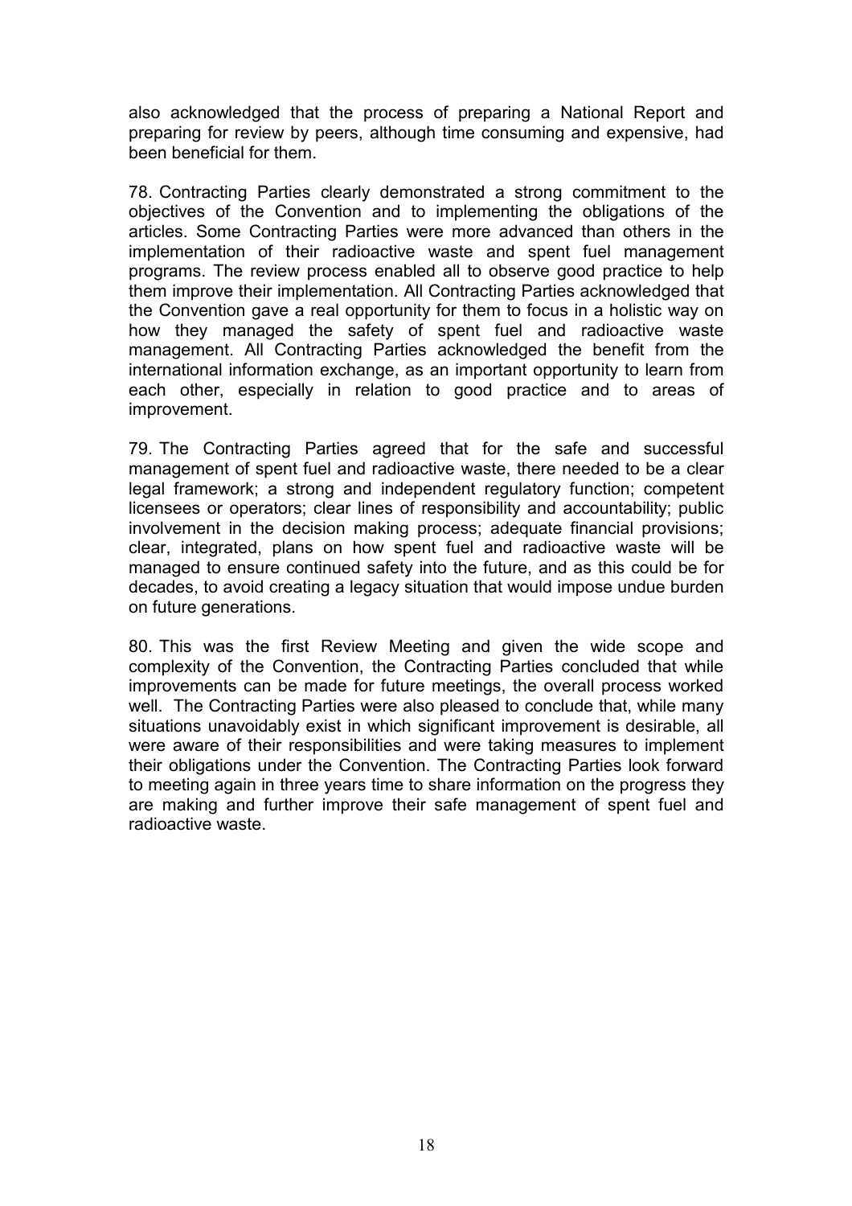also acknowledged that the process of preparing a National Report and preparing for review by peers, although time consuming and expensive, had been beneficial for them.

78. Contracting Parties clearly demonstrated a strong commitment to the objectives of the Convention and to implementing the obligations of the articles. Some Contracting Parties were more advanced than others in the implementation of their radioactive waste and spent fuel management programs. The review process enabled all to observe good practice to help them improve their implementation. All Contracting Parties acknowledged that the Convention gave a real opportunity for them to focus in a holistic way on how they managed the safety of spent fuel and radioactive waste management. All Contracting Parties acknowledged the benefit from the international information exchange, as an important opportunity to learn from each other, especially in relation to good practice and to areas of improvement.

79. The Contracting Parties agreed that for the safe and successful management of spent fuel and radioactive waste, there needed to be a clear legal framework; a strong and independent regulatory function; competent licensees or operators; clear lines of responsibility and accountability; public involvement in the decision making process; adequate financial provisions; clear, integrated, plans on how spent fuel and radioactive waste will be managed to ensure continued safety into the future, and as this could be for decades, to avoid creating a legacy situation that would impose undue burden on future generations.

80. This was the first Review Meeting and given the wide scope and complexity of the Convention, the Contracting Parties concluded that while improvements can be made for future meetings, the overall process worked well. The Contracting Parties were also pleased to conclude that, while many situations unavoidably exist in which significant improvement is desirable, all were aware of their responsibilities and were taking measures to implement their obligations under the Convention. The Contracting Parties look forward to meeting again in three years time to share information on the progress they are making and further improve their safe management of spent fuel and radioactive waste.